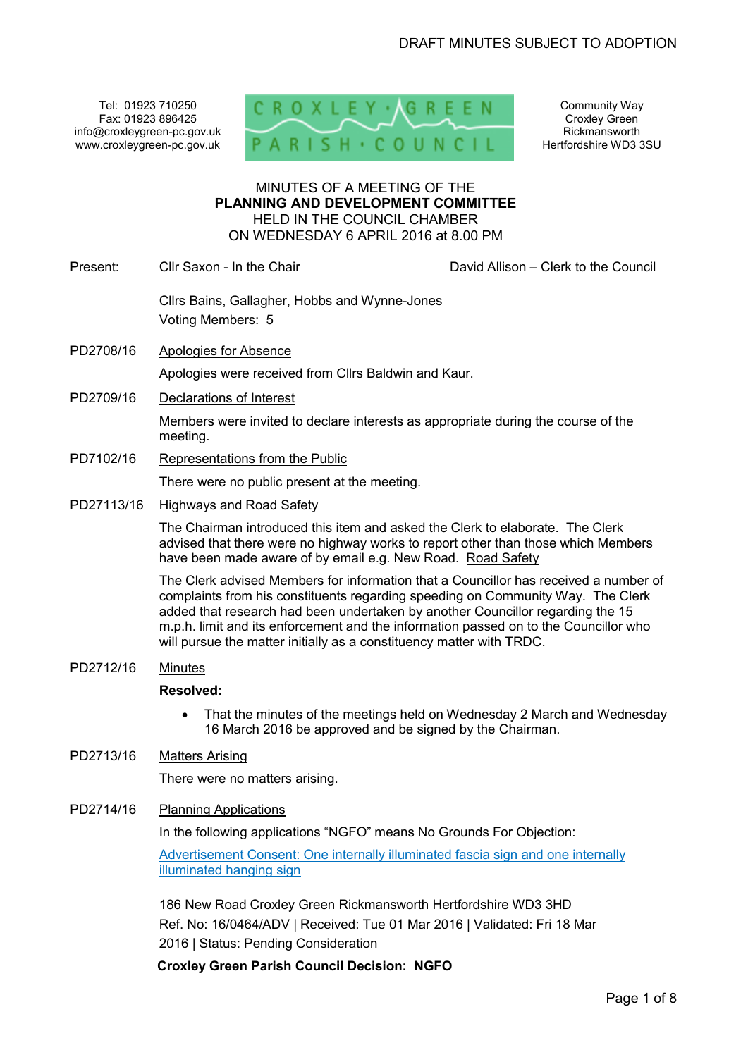DRAFT MINUTES SUBJECT TO ADOPTION

Tel: 01923 710250
Fax: 01923 896425
info@croxleygreen-pc.gov.uk
www.croxleygreen-pc.gov.uk

CROXLEY GREEN PARISH COUNCIL

Community Way
Croxley Green
Rickmansworth
Hertfordshire WD3 3SU

MINUTES OF A MEETING OF THE
**PLANNING AND DEVELOPMENT COMMITTEE**
HELD IN THE COUNCIL CHAMBER
ON WEDNESDAY 6 APRIL 2016 at 8.00 PM

Present: Cllr Saxon - In the Chair David Allison – Clerk to the Council

Cllrs Bains, Gallagher, Hobbs and Wynne-Jones

Voting Members: 5

PD2708/16 Apologies for Absence

Apologies were received from Cllrs Baldwin and Kaur.

PD2709/16 Declarations of Interest

Members were invited to declare interests as appropriate during the course of the meeting.

PD7102/16 Representations from the Public

There were no public present at the meeting.

PD27113/16 Highways and Road Safety

The Chairman introduced this item and asked the Clerk to elaborate. The Clerk advised that there were no highway works to report other than those which Members have been made aware of by email e.g. New Road. Road Safety

The Clerk advised Members for information that a Councillor has received a number of complaints from his constituents regarding speeding on Community Way. The Clerk added that research had been undertaken by another Councillor regarding the 15 m.p.h. limit and its enforcement and the information passed on to the Councillor who will pursue the matter initially as a constituency matter with TRDC.

PD2712/16 Minutes

**Resolved:**

- That the minutes of the meetings held on Wednesday 2 March and Wednesday 16 March 2016 be approved and be signed by the Chairman.

PD2713/16 Matters Arising

There were no matters arising.

PD2714/16 Planning Applications

In the following applications "NGFO" means No Grounds For Objection:

Advertisement Consent: One internally illuminated fascia sign and one internally illuminated hanging sign

186 New Road Croxley Green Rickmansworth Hertfordshire WD3 3HD
Ref. No: 16/0464/ADV | Received: Tue 01 Mar 2016 | Validated: Fri 18 Mar 2016 | Status: Pending Consideration

**Croxley Green Parish Council Decision: NGFO**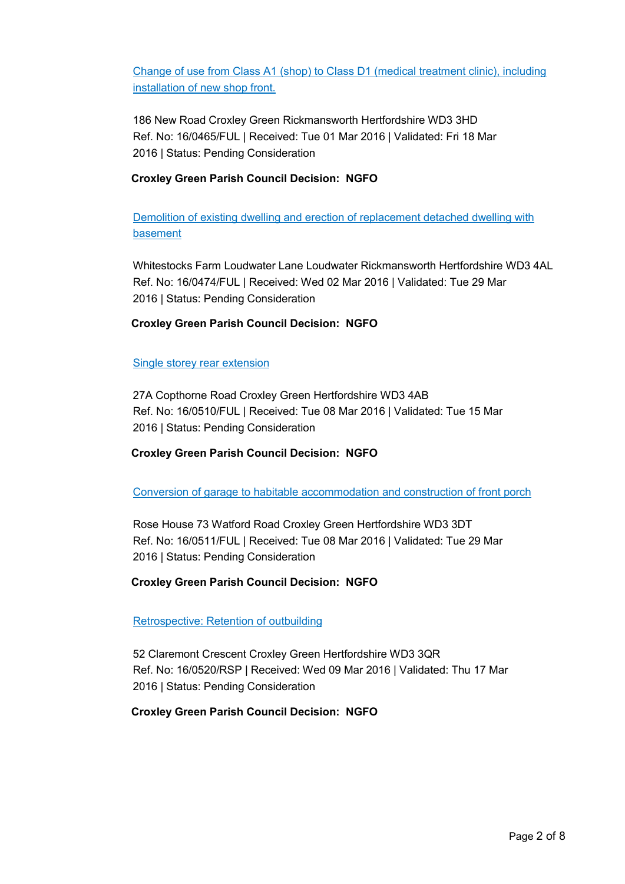[Change of use from Class A1 (shop) to Class D1 (medical treatment clinic), including installation of new shop front.]

186 New Road Croxley Green Rickmansworth Hertfordshire WD3 3HD
Ref. No: 16/0465/FUL | Received: Tue 01 Mar 2016 | Validated: Fri 18 Mar 2016 | Status: Pending Consideration

**Croxley Green Parish Council Decision: NGFO**

[Demolition of existing dwelling and erection of replacement detached dwelling with basement]

Whitestocks Farm Loudwater Lane Loudwater Rickmansworth Hertfordshire WD3 4AL
Ref. No: 16/0474/FUL | Received: Wed 02 Mar 2016 | Validated: Tue 29 Mar 2016 | Status: Pending Consideration

**Croxley Green Parish Council Decision: NGFO**

[Single storey rear extension]

27A Copthorne Road Croxley Green Hertfordshire WD3 4AB
Ref. No: 16/0510/FUL | Received: Tue 08 Mar 2016 | Validated: Tue 15 Mar 2016 | Status: Pending Consideration

**Croxley Green Parish Council Decision: NGFO**

[Conversion of garage to habitable accommodation and construction of front porch]

Rose House 73 Watford Road Croxley Green Hertfordshire WD3 3DT
Ref. No: 16/0511/FUL | Received: Tue 08 Mar 2016 | Validated: Tue 29 Mar 2016 | Status: Pending Consideration

**Croxley Green Parish Council Decision: NGFO**

[Retrospective: Retention of outbuilding]

52 Claremont Crescent Croxley Green Hertfordshire WD3 3QR
Ref. No: 16/0520/RSP | Received: Wed 09 Mar 2016 | Validated: Thu 17 Mar 2016 | Status: Pending Consideration

**Croxley Green Parish Council Decision: NGFO**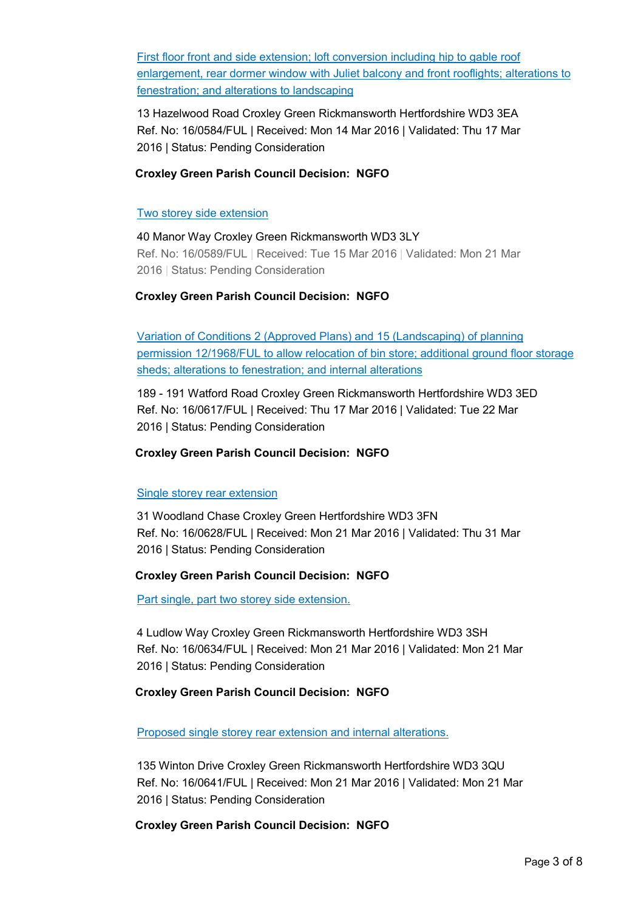First floor front and side extension; loft conversion including hip to gable roof enlargement, rear dormer window with Juliet balcony and front rooflights; alterations to fenestration; and alterations to landscaping

13 Hazelwood Road Croxley Green Rickmansworth Hertfordshire WD3 3EA
Ref. No: 16/0584/FUL | Received: Mon 14 Mar 2016 | Validated: Thu 17 Mar 2016 | Status: Pending Consideration

**Croxley Green Parish Council Decision: NGFO**

Two storey side extension

40 Manor Way Croxley Green Rickmansworth WD3 3LY
Ref. No: 16/0589/FUL | Received: Tue 15 Mar 2016 | Validated: Mon 21 Mar 2016 | Status: Pending Consideration

**Croxley Green Parish Council Decision: NGFO**

Variation of Conditions 2 (Approved Plans) and 15 (Landscaping) of planning permission 12/1968/FUL to allow relocation of bin store; additional ground floor storage sheds; alterations to fenestration; and internal alterations

189 - 191 Watford Road Croxley Green Rickmansworth Hertfordshire WD3 3ED
Ref. No: 16/0617/FUL | Received: Thu 17 Mar 2016 | Validated: Tue 22 Mar 2016 | Status: Pending Consideration

**Croxley Green Parish Council Decision: NGFO**

Single storey rear extension

31 Woodland Chase Croxley Green Hertfordshire WD3 3FN
Ref. No: 16/0628/FUL | Received: Mon 21 Mar 2016 | Validated: Thu 31 Mar 2016 | Status: Pending Consideration

**Croxley Green Parish Council Decision: NGFO**

Part single, part two storey side extension.

4 Ludlow Way Croxley Green Rickmansworth Hertfordshire WD3 3SH
Ref. No: 16/0634/FUL | Received: Mon 21 Mar 2016 | Validated: Mon 21 Mar 2016 | Status: Pending Consideration

**Croxley Green Parish Council Decision: NGFO**

Proposed single storey rear extension and internal alterations.

135 Winton Drive Croxley Green Rickmansworth Hertfordshire WD3 3QU
Ref. No: 16/0641/FUL | Received: Mon 21 Mar 2016 | Validated: Mon 21 Mar 2016 | Status: Pending Consideration

**Croxley Green Parish Council Decision: NGFO**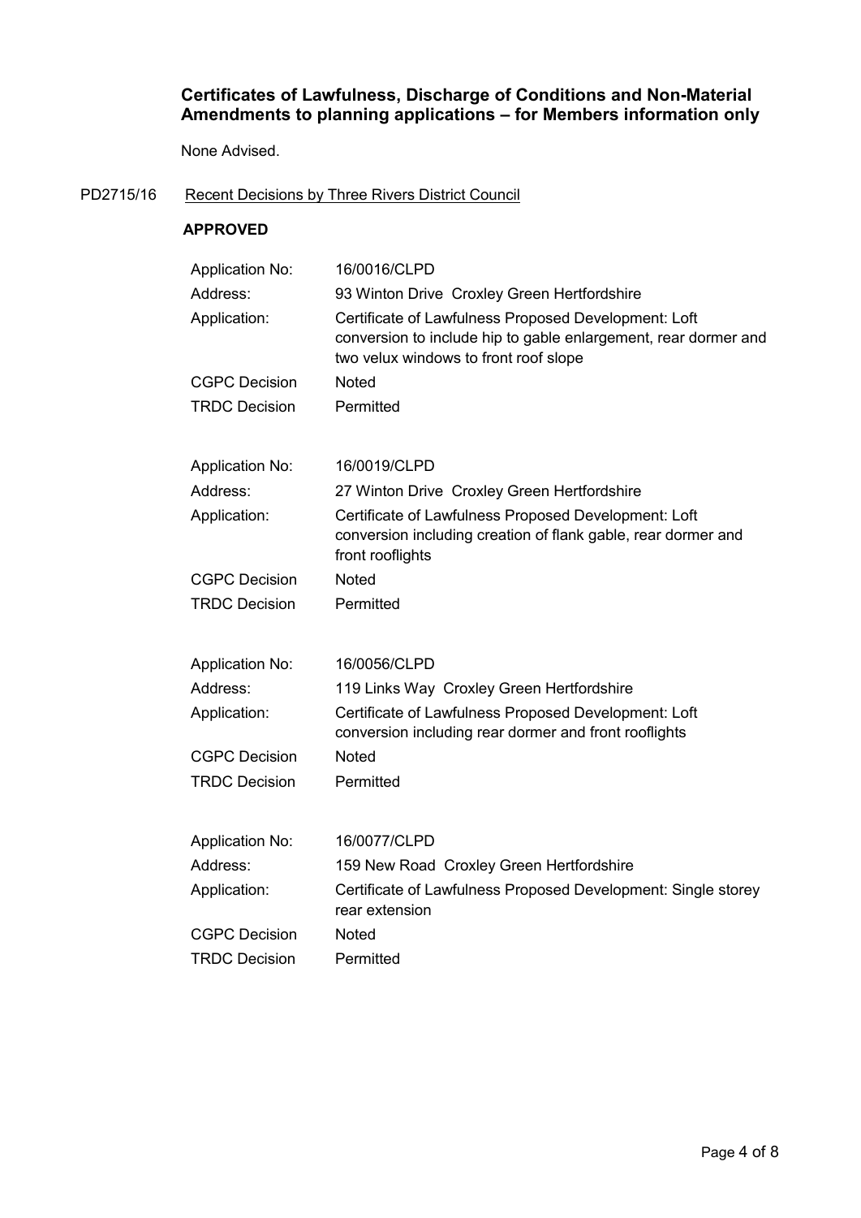**Certificates of Lawfulness, Discharge of Conditions and Non-Material Amendments to planning applications – for Members information only**

None Advised.

PD2715/16 Recent Decisions by Three Rivers District Council

**APPROVED**

| | |
|---|---|
| Application No: | 16/0016/CLPD |
| Address: | 93 Winton Drive Croxley Green Hertfordshire |
| Application: | Certificate of Lawfulness Proposed Development: Loft conversion to include hip to gable enlargement, rear dormer and two velux windows to front roof slope |
| CGPC Decision | Noted |
| TRDC Decision | Permitted |

| | |
|---|---|
| Application No: | 16/0019/CLPD |
| Address: | 27 Winton Drive Croxley Green Hertfordshire |
| Application: | Certificate of Lawfulness Proposed Development: Loft conversion including creation of flank gable, rear dormer and front rooflights |
| CGPC Decision | Noted |
| TRDC Decision | Permitted |

| | |
|---|---|
| Application No: | 16/0056/CLPD |
| Address: | 119 Links Way Croxley Green Hertfordshire |
| Application: | Certificate of Lawfulness Proposed Development: Loft conversion including rear dormer and front rooflights |
| CGPC Decision | Noted |
| TRDC Decision | Permitted |

| | |
|---|---|
| Application No: | 16/0077/CLPD |
| Address: | 159 New Road Croxley Green Hertfordshire |
| Application: | Certificate of Lawfulness Proposed Development: Single storey rear extension |
| CGPC Decision | Noted |
| TRDC Decision | Permitted |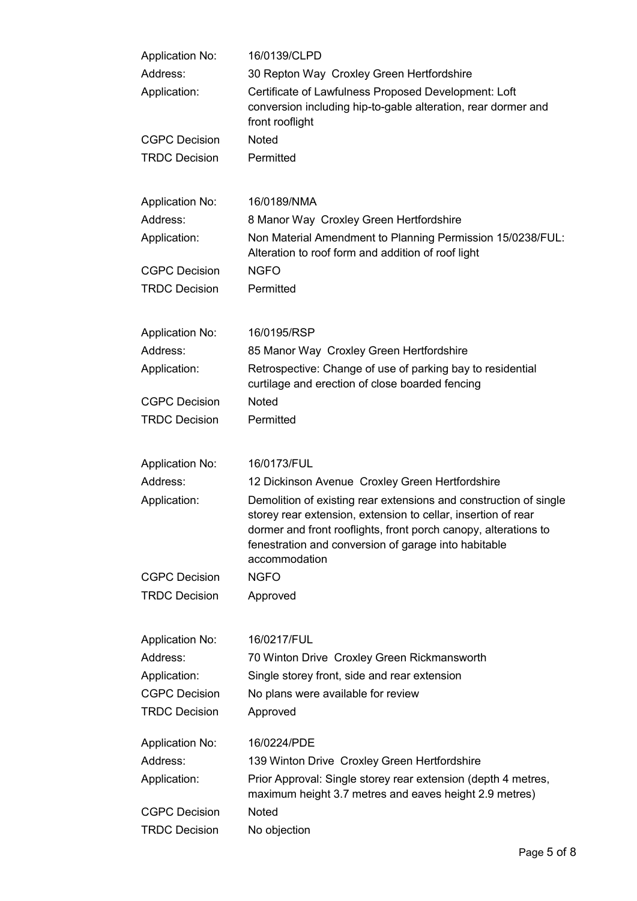| | |
|---|---|
| Application No: | 16/0139/CLPD |
| Address: | 30 Repton Way Croxley Green Hertfordshire |
| Application: | Certificate of Lawfulness Proposed Development: Loft conversion including hip-to-gable alteration, rear dormer and front rooflight |
| CGPC Decision | Noted |
| TRDC Decision | Permitted |

| | |
|---|---|
| Application No: | 16/0189/NMA |
| Address: | 8 Manor Way Croxley Green Hertfordshire |
| Application: | Non Material Amendment to Planning Permission 15/0238/FUL: Alteration to roof form and addition of roof light |
| CGPC Decision | NGFO |
| TRDC Decision | Permitted |

| | |
|---|---|
| Application No: | 16/0195/RSP |
| Address: | 85 Manor Way Croxley Green Hertfordshire |
| Application: | Retrospective: Change of use of parking bay to residential curtilage and erection of close boarded fencing |
| CGPC Decision | Noted |
| TRDC Decision | Permitted |

| | |
|---|---|
| Application No: | 16/0173/FUL |
| Address: | 12 Dickinson Avenue Croxley Green Hertfordshire |
| Application: | Demolition of existing rear extensions and construction of single storey rear extension, extension to cellar, insertion of rear dormer and front rooflights, front porch canopy, alterations to fenestration and conversion of garage into habitable accommodation |
| CGPC Decision | NGFO |
| TRDC Decision | Approved |

| | |
|---|---|
| Application No: | 16/0217/FUL |
| Address: | 70 Winton Drive Croxley Green Rickmansworth |
| Application: | Single storey front, side and rear extension |
| CGPC Decision | No plans were available for review |
| TRDC Decision | Approved |

| | |
|---|---|
| Application No: | 16/0224/PDE |
| Address: | 139 Winton Drive Croxley Green Hertfordshire |
| Application: | Prior Approval: Single storey rear extension (depth 4 metres, maximum height 3.7 metres and eaves height 2.9 metres) |
| CGPC Decision | Noted |
| TRDC Decision | No objection |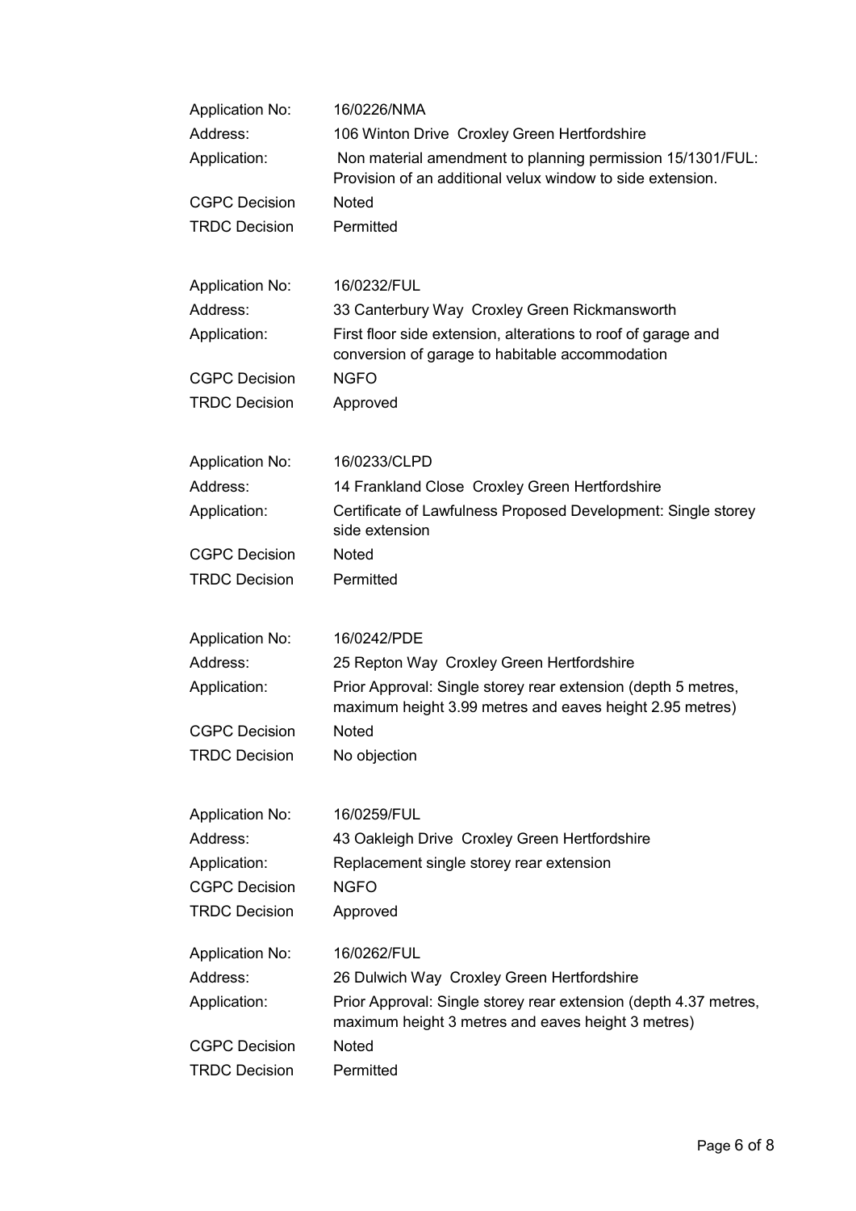| | |
|---|---|
| Application No: | 16/0226/NMA |
| Address: | 106 Winton Drive Croxley Green Hertfordshire |
| Application: | Non material amendment to planning permission 15/1301/FUL: Provision of an additional velux window to side extension. |
| CGPC Decision | Noted |
| TRDC Decision | Permitted |

| | |
|---|---|
| Application No: | 16/0232/FUL |
| Address: | 33 Canterbury Way Croxley Green Rickmansworth |
| Application: | First floor side extension, alterations to roof of garage and conversion of garage to habitable accommodation |
| CGPC Decision | NGFO |
| TRDC Decision | Approved |

| | |
|---|---|
| Application No: | 16/0233/CLPD |
| Address: | 14 Frankland Close Croxley Green Hertfordshire |
| Application: | Certificate of Lawfulness Proposed Development: Single storey side extension |
| CGPC Decision | Noted |
| TRDC Decision | Permitted |

| | |
|---|---|
| Application No: | 16/0242/PDE |
| Address: | 25 Repton Way Croxley Green Hertfordshire |
| Application: | Prior Approval: Single storey rear extension (depth 5 metres, maximum height 3.99 metres and eaves height 2.95 metres) |
| CGPC Decision | Noted |
| TRDC Decision | No objection |

| | |
|---|---|
| Application No: | 16/0259/FUL |
| Address: | 43 Oakleigh Drive Croxley Green Hertfordshire |
| Application: | Replacement single storey rear extension |
| CGPC Decision | NGFO |
| TRDC Decision | Approved |

| | |
|---|---|
| Application No: | 16/0262/FUL |
| Address: | 26 Dulwich Way Croxley Green Hertfordshire |
| Application: | Prior Approval: Single storey rear extension (depth 4.37 metres, maximum height 3 metres and eaves height 3 metres) |
| CGPC Decision | Noted |
| TRDC Decision | Permitted |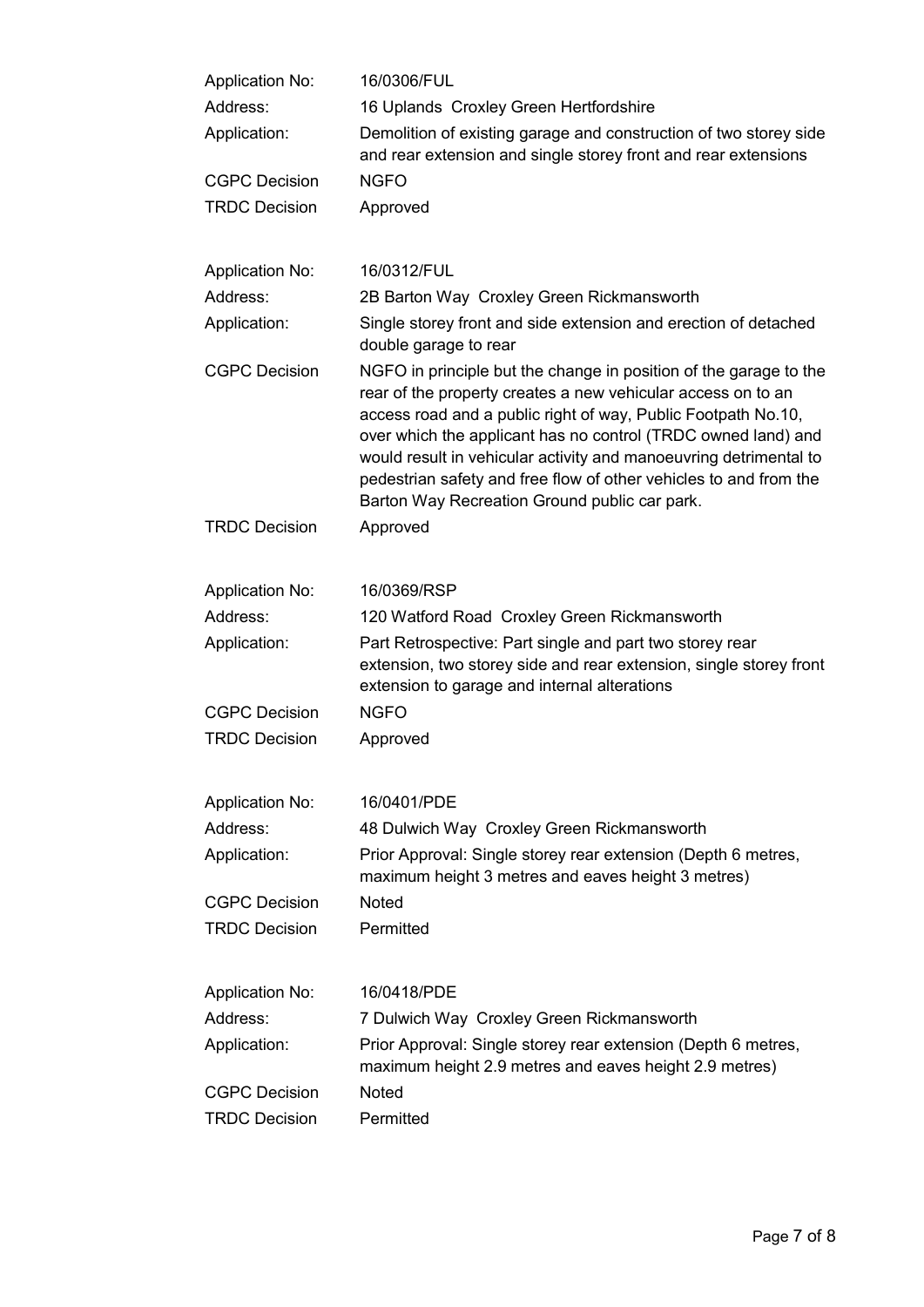| | |
|---|---|
| Application No: | 16/0306/FUL |
| Address: | 16 Uplands Croxley Green Hertfordshire |
| Application: | Demolition of existing garage and construction of two storey side and rear extension and single storey front and rear extensions |
| CGPC Decision | NGFO |
| TRDC Decision | Approved |

| | |
|---|---|
| Application No: | 16/0312/FUL |
| Address: | 2B Barton Way Croxley Green Rickmansworth |
| Application: | Single storey front and side extension and erection of detached double garage to rear |
| CGPC Decision | NGFO in principle but the change in position of the garage to the rear of the property creates a new vehicular access on to an access road and a public right of way, Public Footpath No.10, over which the applicant has no control (TRDC owned land) and would result in vehicular activity and manoeuvring detrimental to pedestrian safety and free flow of other vehicles to and from the Barton Way Recreation Ground public car park. |
| TRDC Decision | Approved |

| | |
|---|---|
| Application No: | 16/0369/RSP |
| Address: | 120 Watford Road Croxley Green Rickmansworth |
| Application: | Part Retrospective: Part single and part two storey rear extension, two storey side and rear extension, single storey front extension to garage and internal alterations |
| CGPC Decision | NGFO |
| TRDC Decision | Approved |

| | |
|---|---|
| Application No: | 16/0401/PDE |
| Address: | 48 Dulwich Way Croxley Green Rickmansworth |
| Application: | Prior Approval: Single storey rear extension (Depth 6 metres, maximum height 3 metres and eaves height 3 metres) |
| CGPC Decision | Noted |
| TRDC Decision | Permitted |

| | |
|---|---|
| Application No: | 16/0418/PDE |
| Address: | 7 Dulwich Way Croxley Green Rickmansworth |
| Application: | Prior Approval: Single storey rear extension (Depth 6 metres, maximum height 2.9 metres and eaves height 2.9 metres) |
| CGPC Decision | Noted |
| TRDC Decision | Permitted |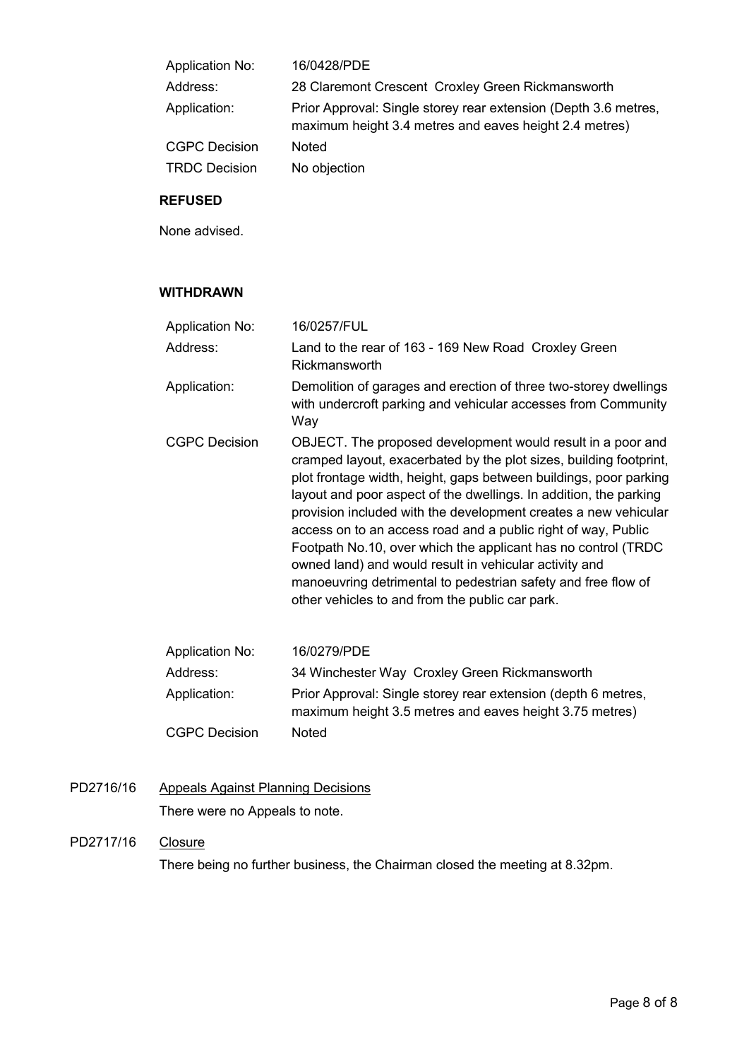| | |
|---|---|
| Application No: | 16/0428/PDE |
| Address: | 28 Claremont Crescent Croxley Green Rickmansworth |
| Application: | Prior Approval: Single storey rear extension (Depth 3.6 metres, maximum height 3.4 metres and eaves height 2.4 metres) |
| CGPC Decision | Noted |
| TRDC Decision | No objection |

**REFUSED**

None advised.

**WITHDRAWN**

| | |
|---|---|
| Application No: | 16/0257/FUL |
| Address: | Land to the rear of 163 - 169 New Road Croxley Green Rickmansworth |
| Application: | Demolition of garages and erection of three two-storey dwellings with undercroft parking and vehicular accesses from Community Way |
| CGPC Decision | OBJECT. The proposed development would result in a poor and cramped layout, exacerbated by the plot sizes, building footprint, plot frontage width, height, gaps between buildings, poor parking layout and poor aspect of the dwellings. In addition, the parking provision included with the development creates a new vehicular access on to an access road and a public right of way, Public Footpath No.10, over which the applicant has no control (TRDC owned land) and would result in vehicular activity and manoeuvring detrimental to pedestrian safety and free flow of other vehicles to and from the public car park. |

| | |
|---|---|
| Application No: | 16/0279/PDE |
| Address: | 34 Winchester Way Croxley Green Rickmansworth |
| Application: | Prior Approval: Single storey rear extension (depth 6 metres, maximum height 3.5 metres and eaves height 3.75 metres) |
| CGPC Decision | Noted |

PD2716/16 Appeals Against Planning Decisions

There were no Appeals to note.

PD2717/16 Closure

There being no further business, the Chairman closed the meeting at 8.32pm.